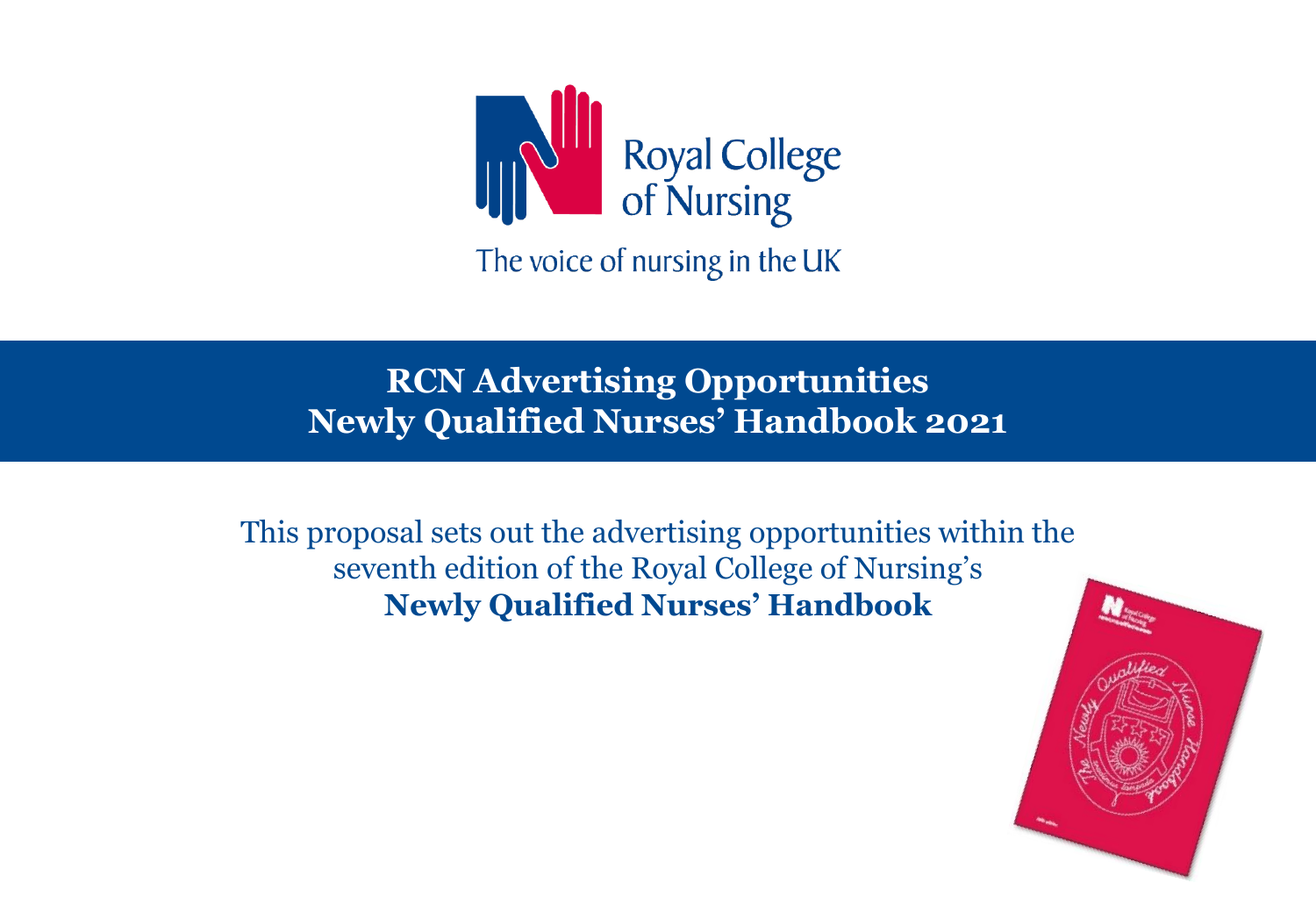Royal College of Nursing

The voice of nursing in the UK

# RCN Advertising Opportunities
# Newly Qualified Nurses' Handbook 2021

This proposal sets out the advertising opportunities within the seventh edition of the Royal College of Nursing's **Newly Qualified Nurses' Handbook**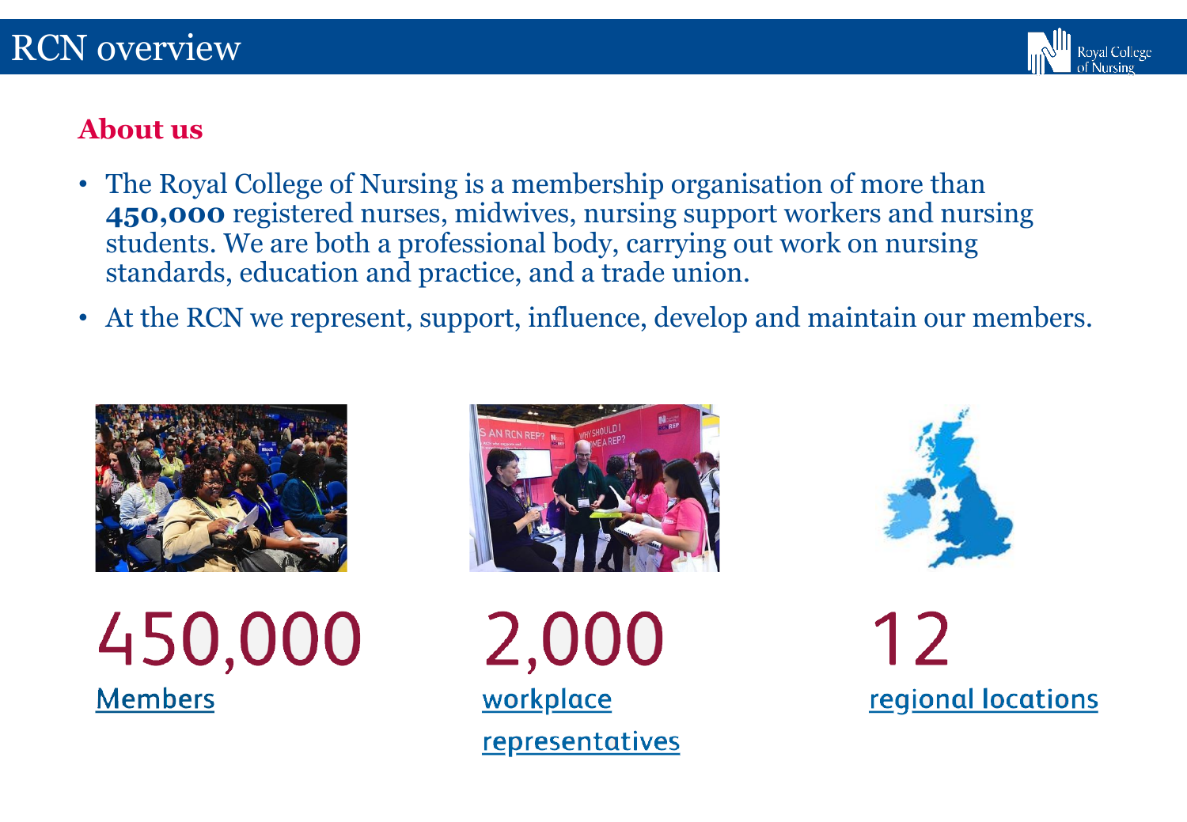# RCN overview

## About us

- The Royal College of Nursing is a membership organisation of more than **450,000** registered nurses, midwives, nursing support workers and nursing students. We are both a professional body, carrying out work on nursing standards, education and practice, and a trade union.
- At the RCN we represent, support, influence, develop and maintain our members.

450,000
Members

2,000
workplace representatives

12
regional locations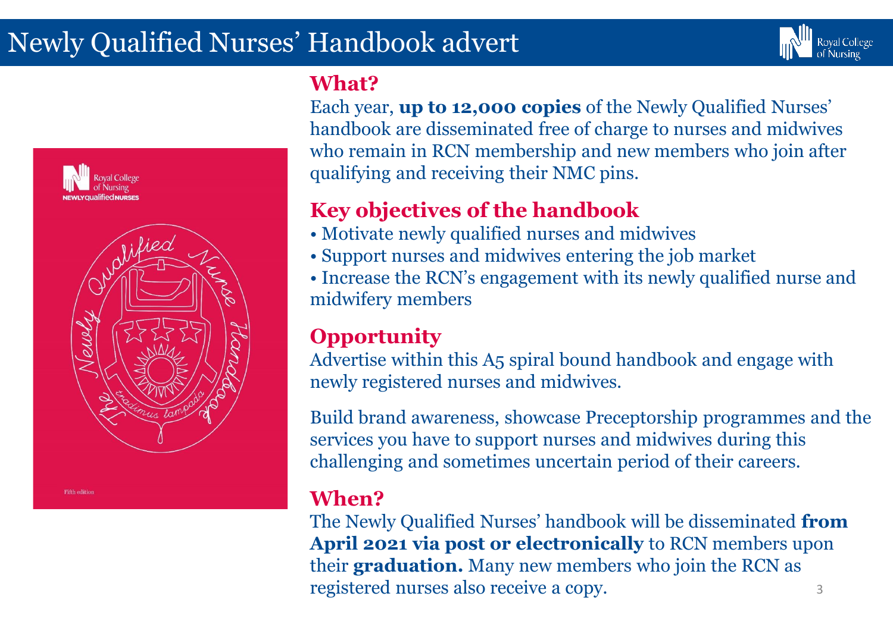# Newly Qualified Nurses' Handbook advert

## What?

Each year, **up to 12,000 copies** of the Newly Qualified Nurses' handbook are disseminated free of charge to nurses and midwives who remain in RCN membership and new members who join after qualifying and receiving their NMC pins.

## Key objectives of the handbook

- Motivate newly qualified nurses and midwives
- Support nurses and midwives entering the job market
- Increase the RCN's engagement with its newly qualified nurse and midwifery members

## Opportunity

Advertise within this A5 spiral bound handbook and engage with newly registered nurses and midwives.

Build brand awareness, showcase Preceptorship programmes and the services you have to support nurses and midwives during this challenging and sometimes uncertain period of their careers.

## When?

The Newly Qualified Nurses' handbook will be disseminated **from April 2021 via post or electronically** to RCN members upon their **graduation.** Many new members who join the RCN as registered nurses also receive a copy.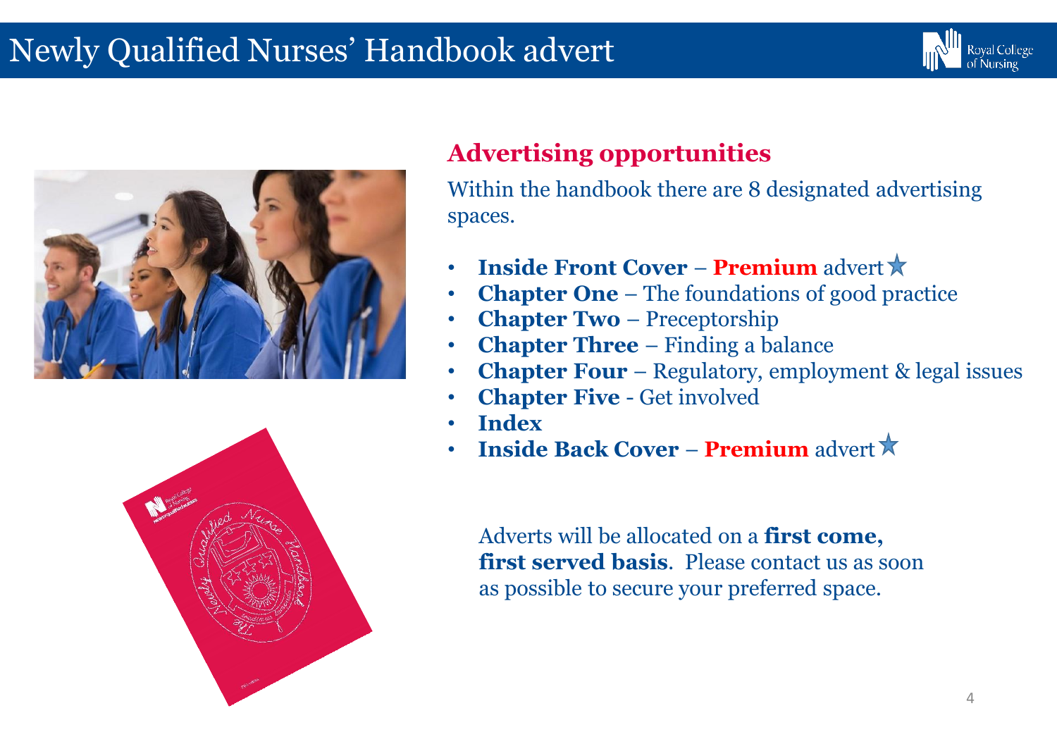# Newly Qualified Nurses' Handbook advert

## Advertising opportunities

Within the handbook there are 8 designated advertising spaces.

- **Inside Front Cover** – **Premium** advert ★
- **Chapter One** – The foundations of good practice
- **Chapter Two** – Preceptorship
- **Chapter Three** – Finding a balance
- **Chapter Four** – Regulatory, employment & legal issues
- **Chapter Five** - Get involved
- **Index**
- **Inside Back Cover** – **Premium** advert ★

Adverts will be allocated on a **first come, first served basis**. Please contact us as soon as possible to secure your preferred space.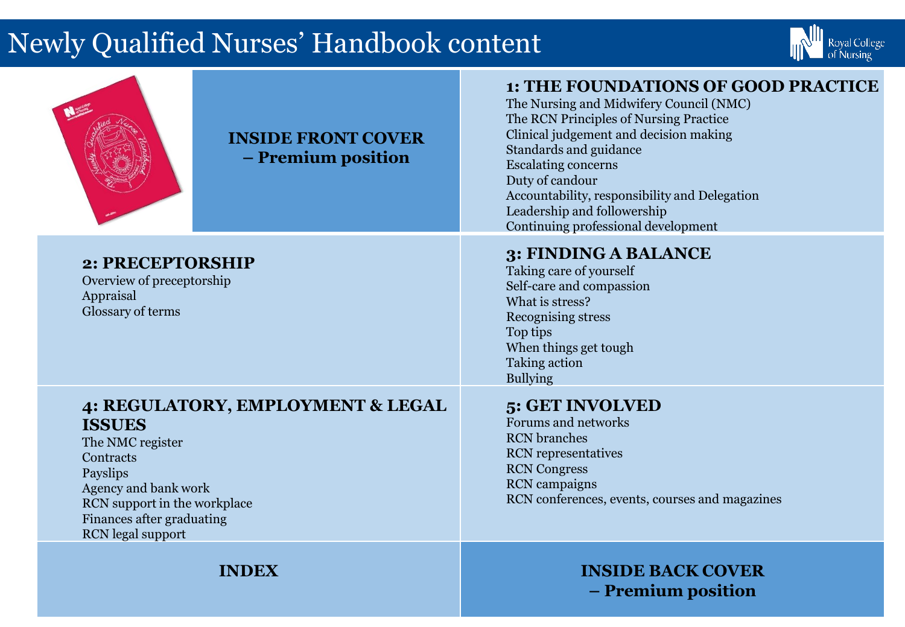# Newly Qualified Nurses' Handbook content

**INSIDE FRONT COVER – Premium position**

## 1: THE FOUNDATIONS OF GOOD PRACTICE

- The Nursing and Midwifery Council (NMC)
- The RCN Principles of Nursing Practice
- Clinical judgement and decision making
- Standards and guidance
- Escalating concerns
- Duty of candour
- Accountability, responsibility and Delegation
- Leadership and followership
- Continuing professional development

## 2: PRECEPTORSHIP

- Overview of preceptorship
- Appraisal
- Glossary of terms

## 3: FINDING A BALANCE

- Taking care of yourself
- Self-care and compassion
- What is stress?
- Recognising stress
- Top tips
- When things get tough
- Taking action
- Bullying

## 4: REGULATORY, EMPLOYMENT & LEGAL ISSUES

- The NMC register
- Contracts
- Payslips
- Agency and bank work
- RCN support in the workplace
- Finances after graduating
- RCN legal support

## 5: GET INVOLVED

- Forums and networks
- RCN branches
- RCN representatives
- RCN Congress
- RCN campaigns
- RCN conferences, events, courses and magazines

**INDEX**

**INSIDE BACK COVER – Premium position**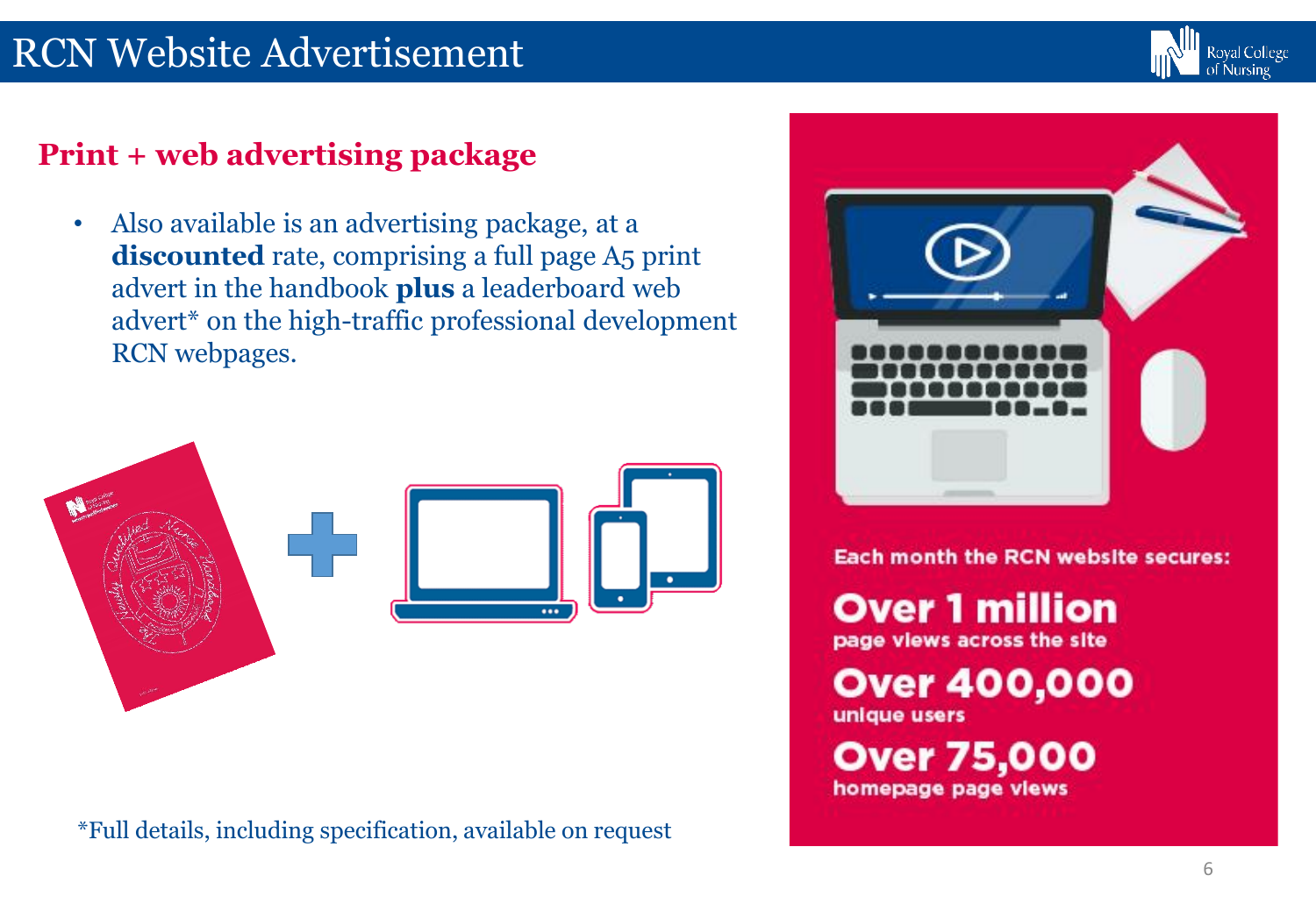# RCN Website Advertisement

## Print + web advertising package

- Also available is an advertising package, at a **discounted** rate, comprising a full page A5 print advert in the handbook **plus** a leaderboard web advert* on the high-traffic professional development RCN webpages.

*Full details, including specification, available on request

Each month the RCN website secures:

**Over 1 million**
page views across the site

**Over 400,000**
unique users

**Over 75,000**
homepage page views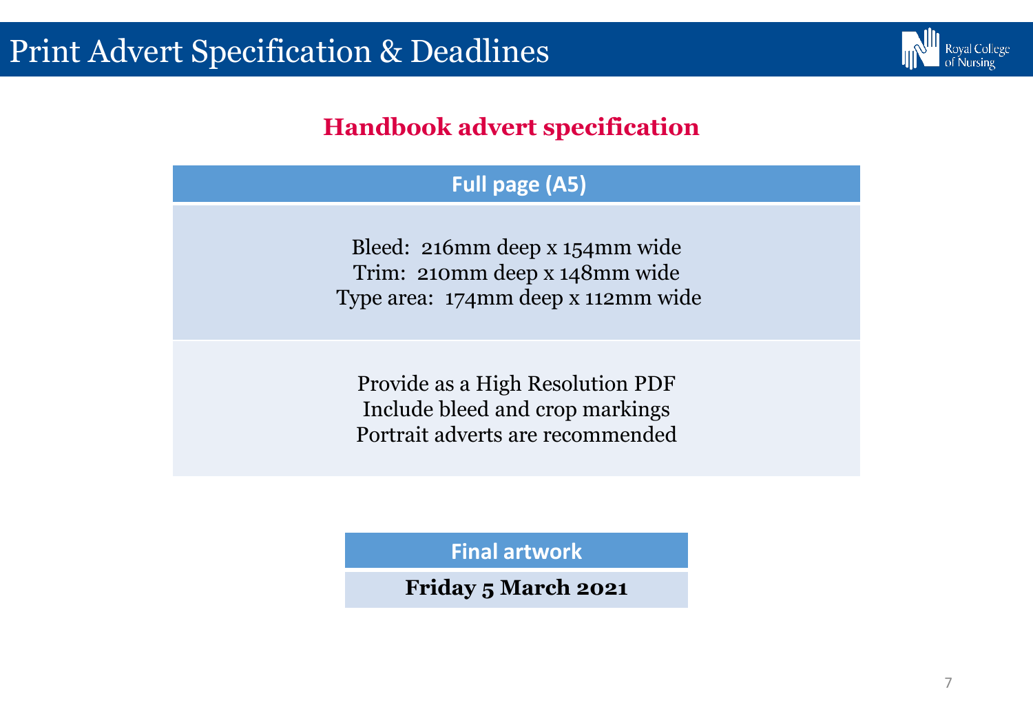# Print Advert Specification & Deadlines

## Handbook advert specification

| Full page (A5) |
|---|
| Bleed: 216mm deep x 154mm wide<br>Trim: 210mm deep x 148mm wide<br>Type area: 174mm deep x 112mm wide |
| Provide as a High Resolution PDF<br>Include bleed and crop markings<br>Portrait adverts are recommended |

| Final artwork |
|---|
| **Friday 5 March 2021** |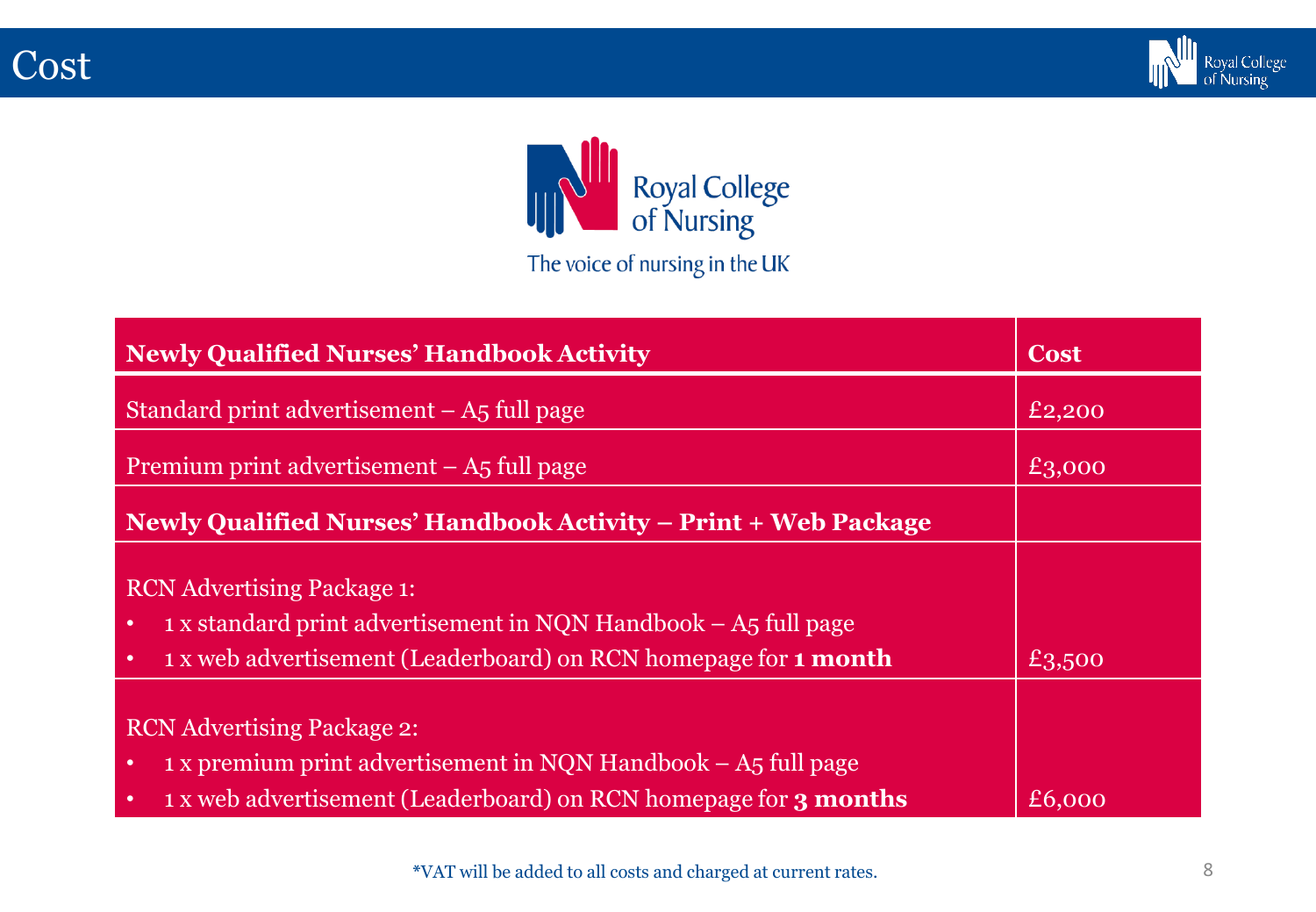# Cost

Royal College of Nursing

The voice of nursing in the UK

| Newly Qualified Nurses' Handbook Activity | Cost |
| --- | --- |
| Standard print advertisement – A5 full page | £2,200 |
| Premium print advertisement – A5 full page | £3,000 |
| **Newly Qualified Nurses' Handbook Activity – Print + Web Package** | |
| RCN Advertising Package 1:<br>• 1 x standard print advertisement in NQN Handbook – A5 full page<br>• 1 x web advertisement (Leaderboard) on RCN homepage for **1 month** | £3,500 |
| RCN Advertising Package 2:<br>• 1 x premium print advertisement in NQN Handbook – A5 full page<br>• 1 x web advertisement (Leaderboard) on RCN homepage for **3 months** | £6,000 |

*VAT will be added to all costs and charged at current rates.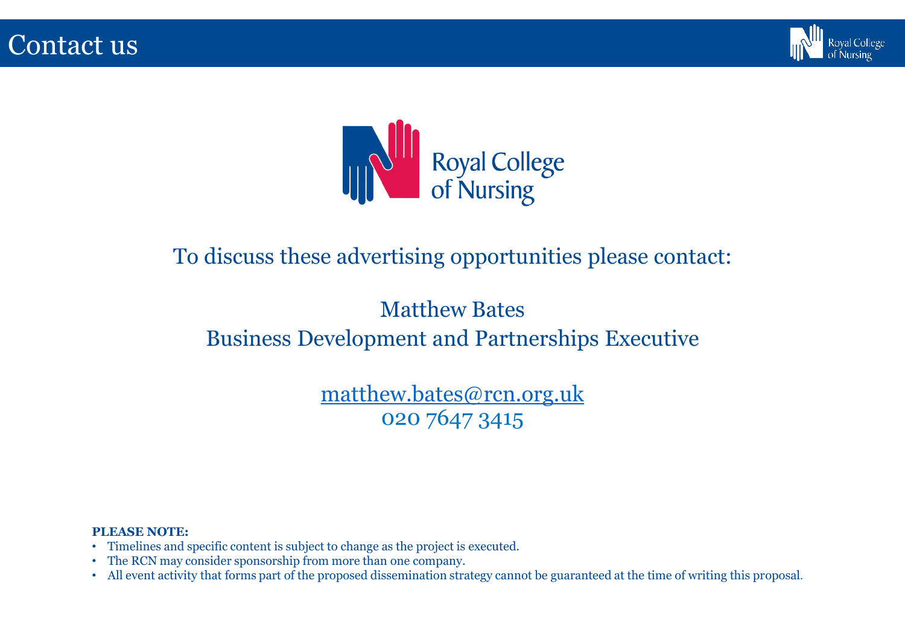# Contact us

Royal College of Nursing

To discuss these advertising opportunities please contact:

Matthew Bates
Business Development and Partnerships Executive

matthew.bates@rcn.org.uk
020 7647 3415

**PLEASE NOTE:**

- Timelines and specific content is subject to change as the project is executed.
- The RCN may consider sponsorship from more than one company.
- All event activity that forms part of the proposed dissemination strategy cannot be guaranteed at the time of writing this proposal.